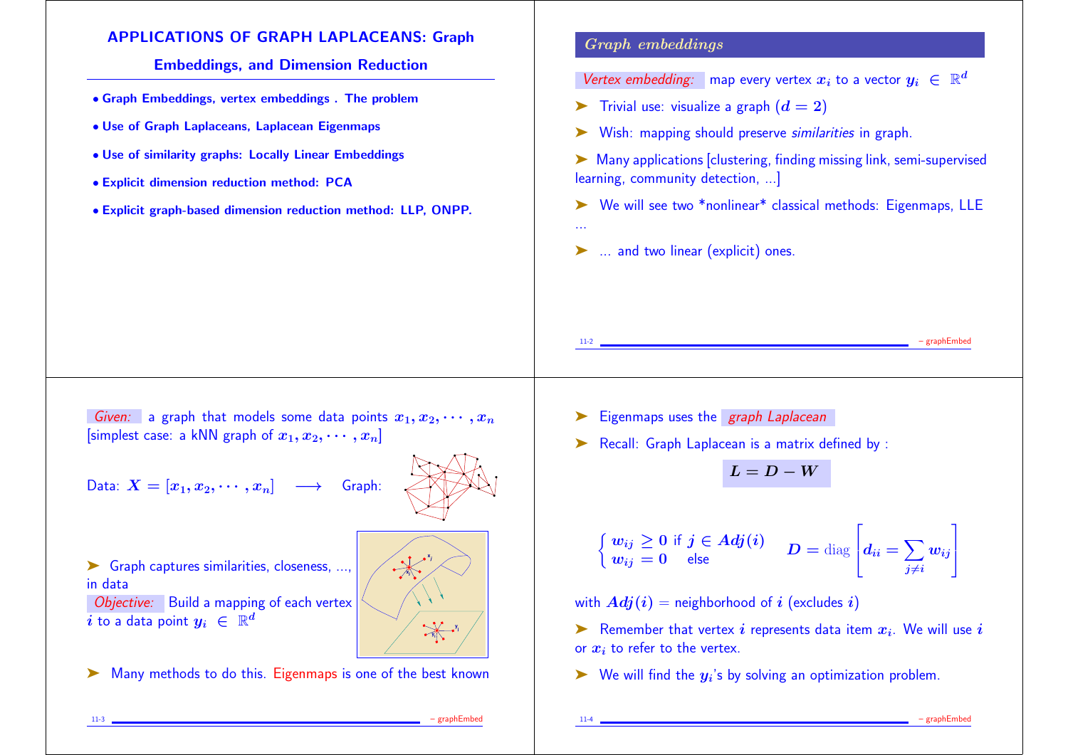# APPLICATIONS OF GRAPH LAPLACEANS: Graph Embeddings, and Dimension Reduction

- **Graph Embeddings, vertex embeddings . The problem**
- **Use of Graph Laplaceans, Laplacean Eigenmaps**
- **Use of similarity graphs: Locally Linear Embeddings**
- **Explicit dimension reduction method: PCA**
- **Explicit graph-based dimension reduction method: LLP, ONPP.**

## *Graph embeddings*

*Vertex embedding:* map every vertex $x_i$ to a vector $y_i \in \mathbb{R}^d$

➤ Trivial use: visualize a graph $(d = 2)$

➤ Wish: mapping should preserve *similarities* in graph.

➤ Many applications [clustering, finding missing link, semi-supervised learning, community detection, ...]

➤ We will see two *nonlinear* classical methods: Eigenmaps, LLE ...

➤ ... and two linear (explicit) ones.

*Given:* a graph that models some data points $x_1, x_2, \cdots, x_n$ [simplest case: a kNN graph of $x_1, x_2, \cdots, x_n$]

Data: $X = [x_1, x_2, \cdots, x_n] \quad \longrightarrow \quad$ Graph:

➤ Graph captures similarities, closeness, ..., in data

*Objective:* Build a mapping of each vertex $i$ to a data point $y_i \in \mathbb{R}^d$

➤ Many methods to do this. Eigenmaps is one of the best known

➤ Eigenmaps uses the *graph Laplacean*

➤ Recall: Graph Laplacean is a matrix defined by :

$$L = D - W$$

$$\begin{cases} w_{ij} \geq 0 \text{ if } j \in Adj(i) \\ w_{ij} = 0 \quad \text{else} \end{cases} \qquad D = \operatorname{diag}\left[d_{ii} = \sum_{j \neq i} w_{ij}\right]$$

with $Adj(i)$ = neighborhood of $i$ (excludes $i$)

➤ Remember that vertex $i$ represents data item $x_i$. We will use $i$ or $x_i$ to refer to the vertex.

➤ We will find the $y_i$'s by solving an optimization problem.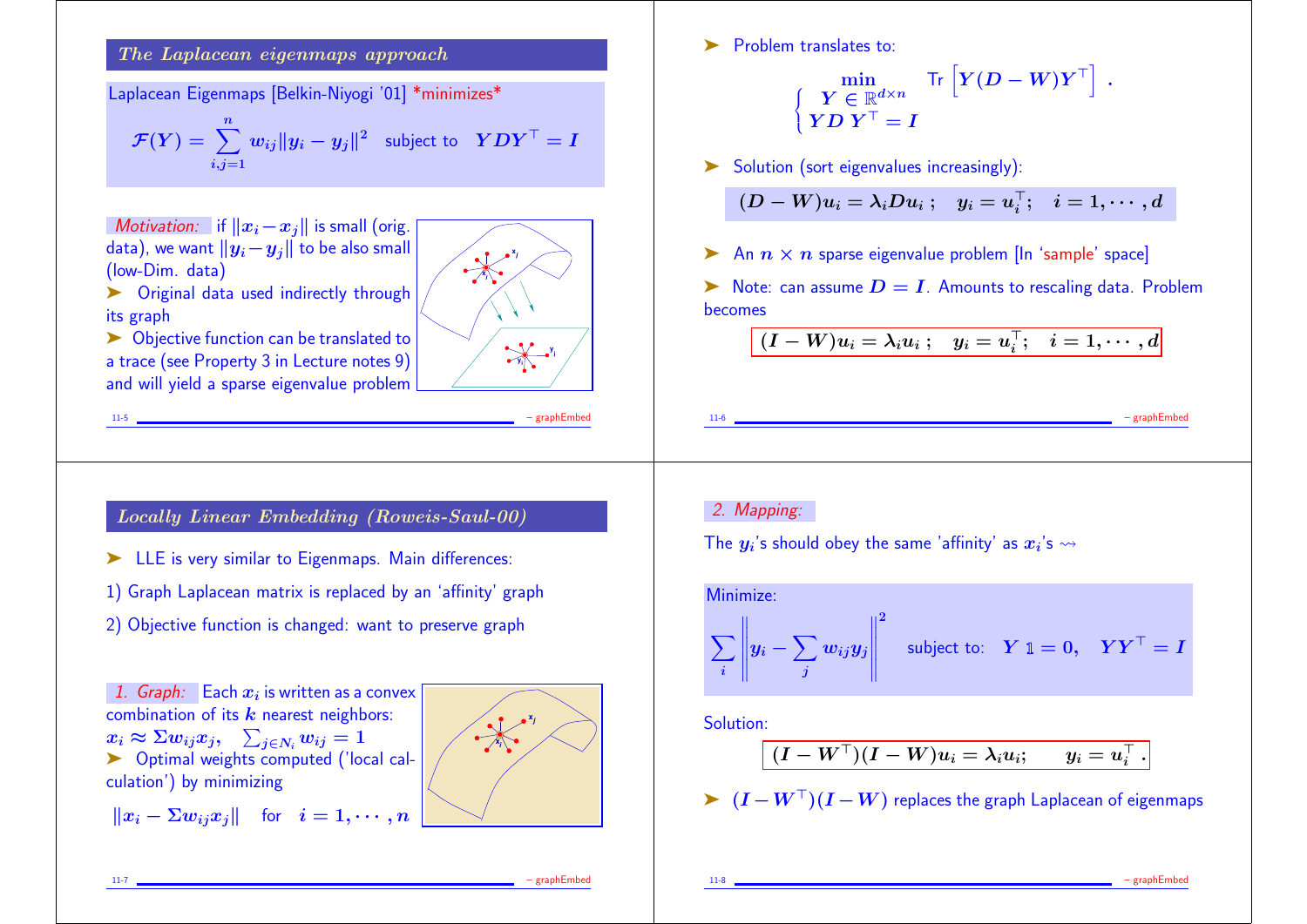## The Laplacean eigenmaps approach

Laplacean Eigenmaps [Belkin-Niyogi '01] *minimizes*

$$\mathcal{F}(Y) = \sum_{i,j=1}^{n} w_{ij} \|y_i - y_j\|^2 \quad \text{subject to} \quad Y D Y^\top = I$$

*Motivation:* if $\|x_i - x_j\|$ is small (orig. data), we want $\|y_i - y_j\|$ to be also small (low-Dim. data)

➤ Original data used indirectly through its graph

➤ Objective function can be translated to a trace (see Property 3 in Lecture notes 9) and will yield a sparse eigenvalue problem

➤ Problem translates to:

$$\min_{\begin{cases} Y \in \mathbb{R}^{d \times n} \\ Y D\, Y^\top = I \end{cases}} \quad \text{Tr}\left[ Y (D - W) Y^\top \right] .$$

➤ Solution (sort eigenvalues increasingly):

$$(D - W) u_i = \lambda_i D u_i \; ; \quad y_i = u_i^\top ; \quad i = 1, \cdots, d$$

➤ An $n \times n$ sparse eigenvalue problem [In 'sample' space]

➤ Note: can assume $D = I$. Amounts to rescaling data. Problem becomes

$$(I - W) u_i = \lambda_i u_i \; ; \quad y_i = u_i^\top ; \quad i = 1, \cdots, d$$

## Locally Linear Embedding (Roweis-Saul-00)

➤ LLE is very similar to Eigenmaps. Main differences:

1) Graph Laplacean matrix is replaced by an 'affinity' graph

2) Objective function is changed: want to preserve graph

*1. Graph:* Each $x_i$ is written as a convex combination of its $k$ nearest neighbors:
$x_i \approx \Sigma w_{ij} x_j, \quad \sum_{j \in N_i} w_{ij} = 1$

➤ Optimal weights computed ('local calculation') by minimizing

$\|x_i - \Sigma w_{ij} x_j\| \quad$ for $\quad i = 1, \cdots, n$

*2. Mapping:*

The $y_i$'s should obey the same 'affinity' as $x_i$'s ⇝

Minimize:

$$\sum_i \left\| y_i - \sum_j w_{ij} y_j \right\|^2 \quad \text{subject to:} \quad Y \mathbb{1} = 0, \quad Y Y^\top = I$$

Solution:

$$(I - W^\top)(I - W) u_i = \lambda_i u_i; \qquad y_i = u_i^\top .$$

➤ $(I - W^\top)(I - W)$ replaces the graph Laplacean of eigenmaps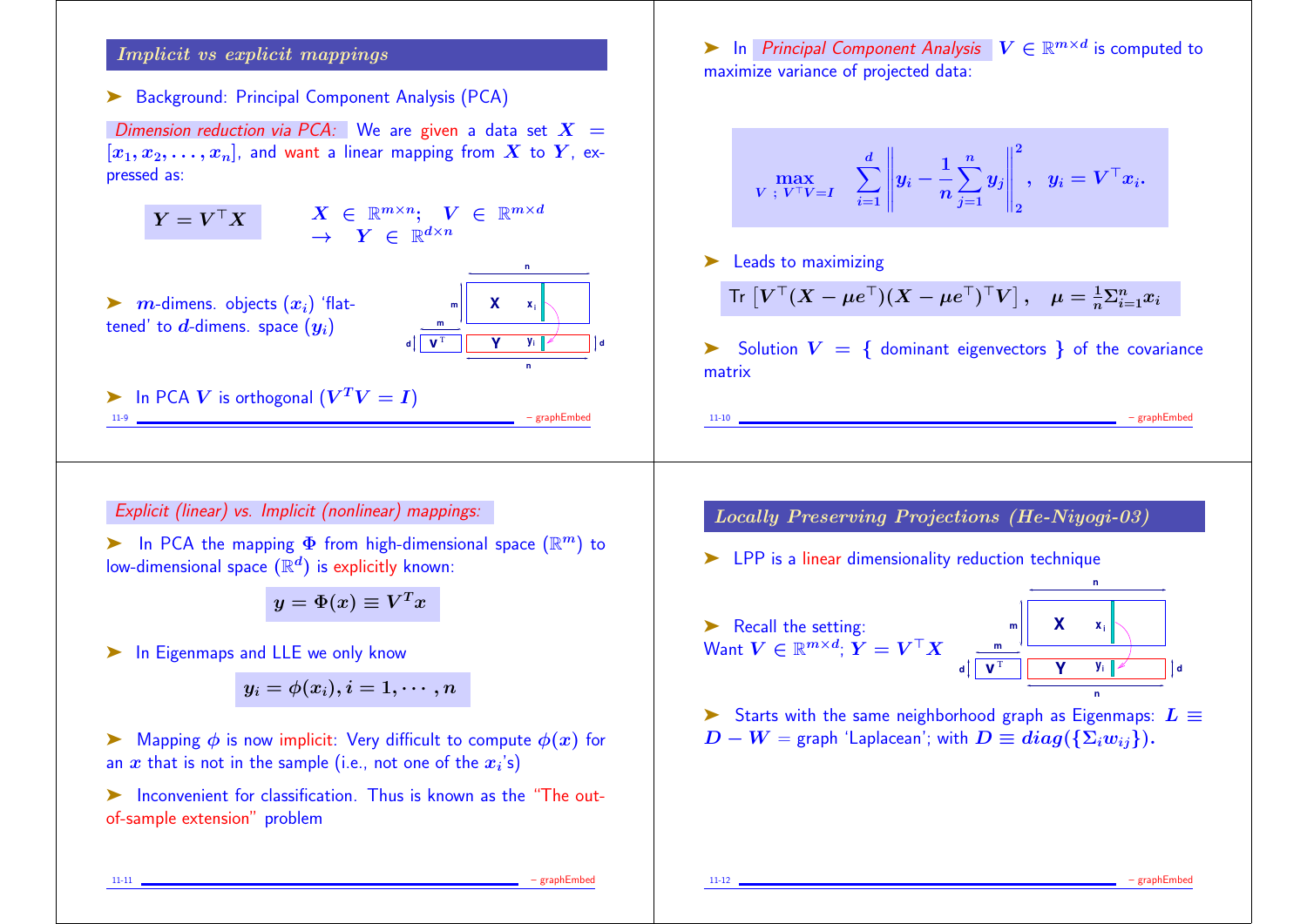## Implicit vs explicit mappings

- Background: Principal Component Analysis (PCA)

*Dimension reduction via PCA:* We are given a data set $X = [x_1, x_2, \ldots, x_n]$, and want a linear mapping from $X$ to $Y$, expressed as:

$$Y = V^\top X \qquad X \in \mathbb{R}^{m\times n}; \quad V \in \mathbb{R}^{m\times d} \quad \rightarrow \quad Y \in \mathbb{R}^{d\times n}$$

- $m$-dimens. objects ($x_i$) 'flattened' to $d$-dimens. space ($y_i$)

- In PCA $V$ is orthogonal ($V^T V = I$)

---

- In *Principal Component Analysis* $V \in \mathbb{R}^{m\times d}$ is computed to maximize variance of projected data:

$$\max_{V \,;\, V^\top V = I} \quad \sum_{i=1}^{d} \left\| y_i - \frac{1}{n}\sum_{j=1}^{n} y_j \right\|_2^2, \quad y_i = V^\top x_i.$$

- Leads to maximizing

$$\text{Tr}\left[V^\top (X - \mu e^\top)(X - \mu e^\top)^\top V\right], \quad \mu = \tfrac{1}{n}\Sigma_{i=1}^{n} x_i$$

- Solution $V = \{$ dominant eigenvectors $\}$ of the covariance matrix

---

*Explicit (linear) vs. Implicit (nonlinear) mappings:*

- In PCA the mapping $\Phi$ from high-dimensional space ($\mathbb{R}^m$) to low-dimensional space ($\mathbb{R}^d$) is explicitly known:

$$y = \Phi(x) \equiv V^T x$$

- In Eigenmaps and LLE we only know

$$y_i = \phi(x_i), i = 1, \cdots, n$$

- Mapping $\phi$ is now implicit: Very difficult to compute $\phi(x)$ for an $x$ that is not in the sample (i.e., not one of the $x_i$'s)

- Inconvenient for classification. Thus is known as the "The out-of-sample extension" problem

---

## Locally Preserving Projections (He-Niyogi-03)

- LPP is a linear dimensionality reduction technique

- Recall the setting:
Want $V \in \mathbb{R}^{m\times d}$; $Y = V^\top X$

- Starts with the same neighborhood graph as Eigenmaps: $L \equiv D - W$ = graph 'Laplacean'; with $D \equiv diag(\{\Sigma_i w_{ij}\})$.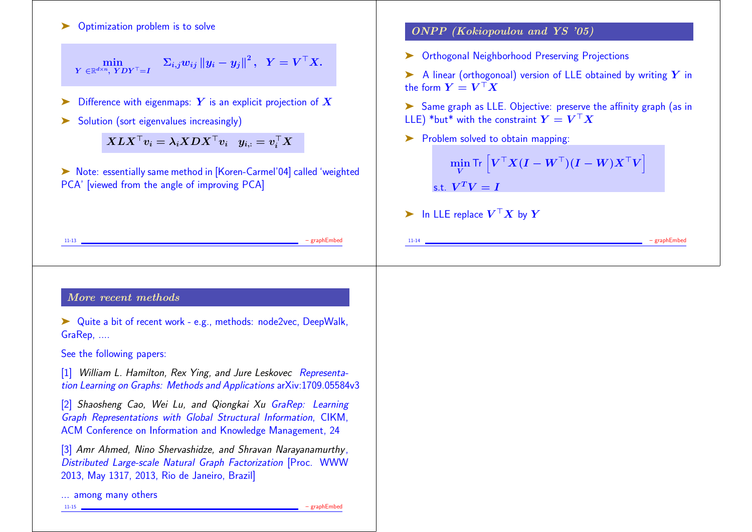➤ Optimization problem is to solve

$$\min_{Y \in \mathbb{R}^{d \times n},\ YDY^\top = I} \quad \Sigma_{i,j} w_{ij} \|y_i - y_j\|^2, \quad Y = V^\top X.$$

➤ Difference with eigenmaps: $Y$ is an explicit projection of $X$

➤ Solution (sort eigenvalues increasingly)

$$XLX^\top v_i = \lambda_i XDX^\top v_i \quad y_{i,:} = v_i^\top X$$

➤ Note: essentially same method in [Koren-Carmel'04] called 'weighted PCA' [viewed from the angle of improving PCA]

## *ONPP (Kokiopoulou and YS '05)*

➤ Orthogonal Neighborhood Preserving Projections

➤ A linear (orthogonoal) version of LLE obtained by writing $Y$ in the form $Y = V^\top X$

➤ Same graph as LLE. Objective: preserve the affinity graph (as in LLE) *but* with the constraint $Y = V^\top X$

➤ Problem solved to obtain mapping:

$$\min_V \operatorname{Tr}\left[V^\top X(I - W^\top)(I - W)X^\top V\right]$$
$$\text{s.t. } V^T V = I$$

➤ In LLE replace $V^\top X$ by $Y$

## *More recent methods*

➤ Quite a bit of recent work - e.g., methods: node2vec, DeepWalk, GraRep, ....

See the following papers:

[1] *William L. Hamilton, Rex Ying, and Jure Leskovec* *Representation Learning on Graphs: Methods and Applications* arXiv:1709.05584v3

[2] *Shaosheng Cao, Wei Lu, and Qiongkai Xu* *GraRep: Learning Graph Representations with Global Structural Information*, CIKM, ACM Conference on Information and Knowledge Management, 24

[3] *Amr Ahmed, Nino Shervashidze, and Shravan Narayanamurthy*, *Distributed Large-scale Natural Graph Factorization* [Proc. WWW 2013, May 1317, 2013, Rio de Janeiro, Brazil]

... among many others